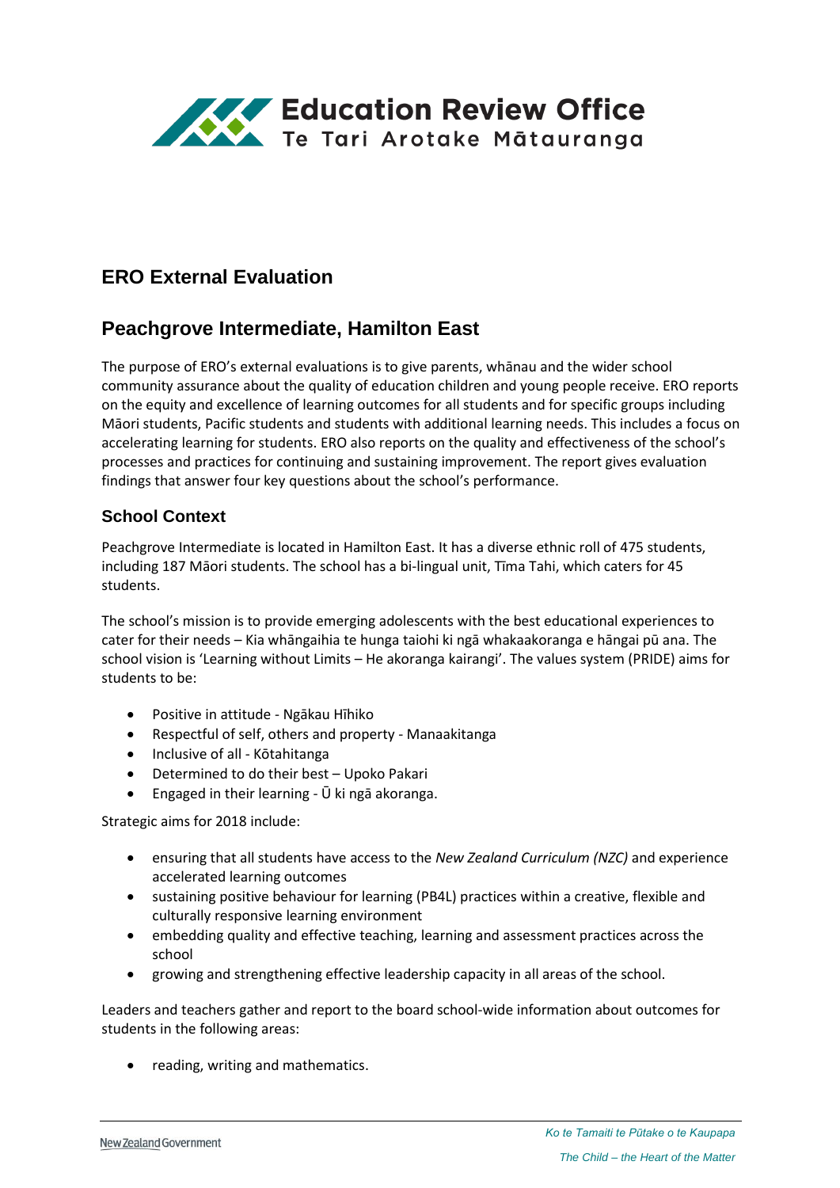# Education Review Office
## Te Tari Arotake Mātauranga

## ERO External Evaluation

## Peachgrove Intermediate, Hamilton East

The purpose of ERO's external evaluations is to give parents, whānau and the wider school community assurance about the quality of education children and young people receive. ERO reports on the equity and excellence of learning outcomes for all students and for specific groups including Māori students, Pacific students and students with additional learning needs. This includes a focus on accelerating learning for students. ERO also reports on the quality and effectiveness of the school's processes and practices for continuing and sustaining improvement. The report gives evaluation findings that answer four key questions about the school's performance.

### School Context

Peachgrove Intermediate is located in Hamilton East. It has a diverse ethnic roll of 475 students, including 187 Māori students. The school has a bi-lingual unit, Tīma Tahi, which caters for 45 students.

The school's mission is to provide emerging adolescents with the best educational experiences to cater for their needs – Kia whāngaihia te hunga taiohi ki ngā whakaakoranga e hāngai pū ana. The school vision is 'Learning without Limits – He akoranga kairangi'. The values system (PRIDE) aims for students to be:

- Positive in attitude - Ngākau Hīhiko
- Respectful of self, others and property - Manaakitanga
- Inclusive of all - Kōtahitanga
- Determined to do their best – Upoko Pakari
- Engaged in their learning - Ū ki ngā akoranga.

Strategic aims for 2018 include:

- ensuring that all students have access to the *New Zealand Curriculum (NZC)* and experience accelerated learning outcomes
- sustaining positive behaviour for learning (PB4L) practices within a creative, flexible and culturally responsive learning environment
- embedding quality and effective teaching, learning and assessment practices across the school
- growing and strengthening effective leadership capacity in all areas of the school.

Leaders and teachers gather and report to the board school-wide information about outcomes for students in the following areas:

- reading, writing and mathematics.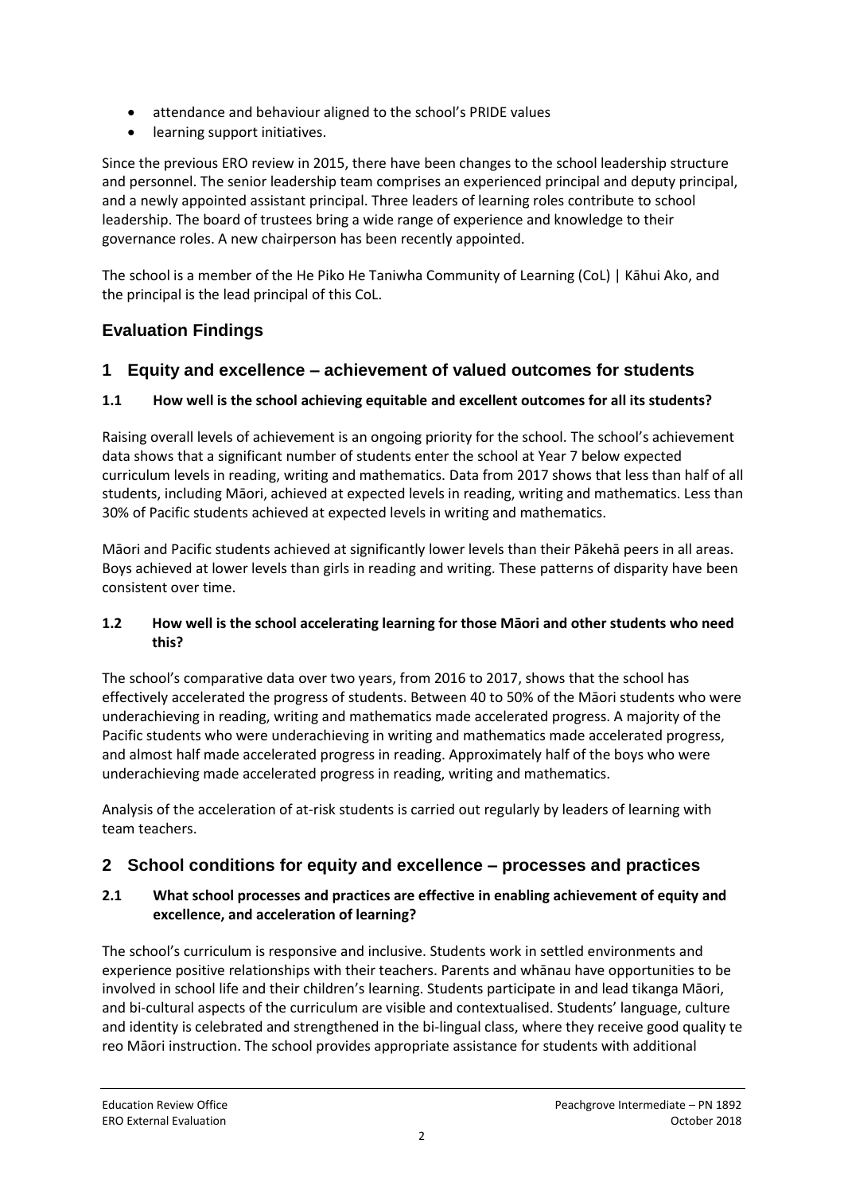- attendance and behaviour aligned to the school's PRIDE values
- learning support initiatives.

Since the previous ERO review in 2015, there have been changes to the school leadership structure and personnel. The senior leadership team comprises an experienced principal and deputy principal, and a newly appointed assistant principal. Three leaders of learning roles contribute to school leadership. The board of trustees bring a wide range of experience and knowledge to their governance roles. A new chairperson has been recently appointed.

The school is a member of the He Piko He Taniwha Community of Learning (CoL) | Kāhui Ako, and the principal is the lead principal of this CoL.

## Evaluation Findings

## 1 Equity and excellence – achievement of valued outcomes for students

### 1.1 How well is the school achieving equitable and excellent outcomes for all its students?

Raising overall levels of achievement is an ongoing priority for the school. The school's achievement data shows that a significant number of students enter the school at Year 7 below expected curriculum levels in reading, writing and mathematics. Data from 2017 shows that less than half of all students, including Māori, achieved at expected levels in reading, writing and mathematics. Less than 30% of Pacific students achieved at expected levels in writing and mathematics.

Māori and Pacific students achieved at significantly lower levels than their Pākehā peers in all areas. Boys achieved at lower levels than girls in reading and writing. These patterns of disparity have been consistent over time.

### 1.2 How well is the school accelerating learning for those Māori and other students who need this?

The school's comparative data over two years, from 2016 to 2017, shows that the school has effectively accelerated the progress of students. Between 40 to 50% of the Māori students who were underachieving in reading, writing and mathematics made accelerated progress. A majority of the Pacific students who were underachieving in writing and mathematics made accelerated progress, and almost half made accelerated progress in reading. Approximately half of the boys who were underachieving made accelerated progress in reading, writing and mathematics.

Analysis of the acceleration of at-risk students is carried out regularly by leaders of learning with team teachers.

## 2 School conditions for equity and excellence – processes and practices

### 2.1 What school processes and practices are effective in enabling achievement of equity and excellence, and acceleration of learning?

The school's curriculum is responsive and inclusive. Students work in settled environments and experience positive relationships with their teachers. Parents and whānau have opportunities to be involved in school life and their children's learning. Students participate in and lead tikanga Māori, and bi-cultural aspects of the curriculum are visible and contextualised. Students' language, culture and identity is celebrated and strengthened in the bi-lingual class, where they receive good quality te reo Māori instruction. The school provides appropriate assistance for students with additional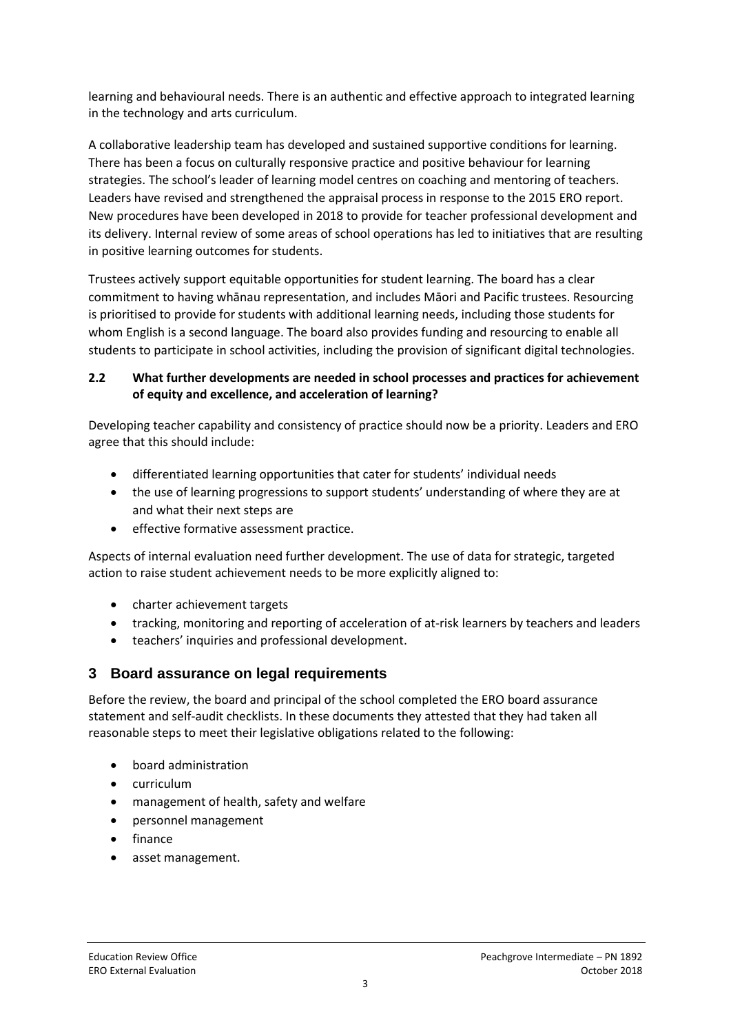learning and behavioural needs. There is an authentic and effective approach to integrated learning in the technology and arts curriculum.

A collaborative leadership team has developed and sustained supportive conditions for learning. There has been a focus on culturally responsive practice and positive behaviour for learning strategies. The school's leader of learning model centres on coaching and mentoring of teachers. Leaders have revised and strengthened the appraisal process in response to the 2015 ERO report. New procedures have been developed in 2018 to provide for teacher professional development and its delivery. Internal review of some areas of school operations has led to initiatives that are resulting in positive learning outcomes for students.

Trustees actively support equitable opportunities for student learning. The board has a clear commitment to having whānau representation, and includes Māori and Pacific trustees. Resourcing is prioritised to provide for students with additional learning needs, including those students for whom English is a second language. The board also provides funding and resourcing to enable all students to participate in school activities, including the provision of significant digital technologies.

### 2.2 What further developments are needed in school processes and practices for achievement of equity and excellence, and acceleration of learning?

Developing teacher capability and consistency of practice should now be a priority. Leaders and ERO agree that this should include:

- differentiated learning opportunities that cater for students' individual needs
- the use of learning progressions to support students' understanding of where they are at and what their next steps are
- effective formative assessment practice.

Aspects of internal evaluation need further development. The use of data for strategic, targeted action to raise student achievement needs to be more explicitly aligned to:

- charter achievement targets
- tracking, monitoring and reporting of acceleration of at-risk learners by teachers and leaders
- teachers' inquiries and professional development.

## 3 Board assurance on legal requirements

Before the review, the board and principal of the school completed the ERO board assurance statement and self-audit checklists. In these documents they attested that they had taken all reasonable steps to meet their legislative obligations related to the following:

- board administration
- curriculum
- management of health, safety and welfare
- personnel management
- finance
- asset management.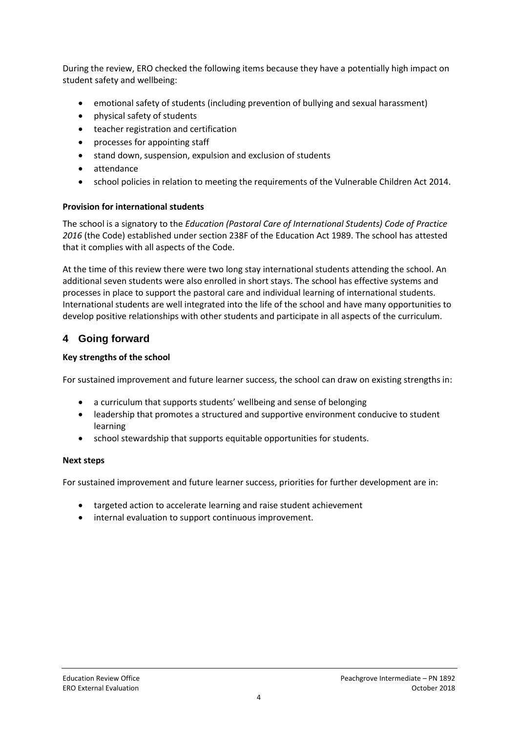During the review, ERO checked the following items because they have a potentially high impact on student safety and wellbeing:

- emotional safety of students (including prevention of bullying and sexual harassment)
- physical safety of students
- teacher registration and certification
- processes for appointing staff
- stand down, suspension, expulsion and exclusion of students
- attendance
- school policies in relation to meeting the requirements of the Vulnerable Children Act 2014.

**Provision for international students**

The school is a signatory to the *Education (Pastoral Care of International Students) Code of Practice 2016* (the Code) established under section 238F of the Education Act 1989. The school has attested that it complies with all aspects of the Code.

At the time of this review there were two long stay international students attending the school. An additional seven students were also enrolled in short stays. The school has effective systems and processes in place to support the pastoral care and individual learning of international students. International students are well integrated into the life of the school and have many opportunities to develop positive relationships with other students and participate in all aspects of the curriculum.

## 4 Going forward

**Key strengths of the school**

For sustained improvement and future learner success, the school can draw on existing strengths in:

- a curriculum that supports students' wellbeing and sense of belonging
- leadership that promotes a structured and supportive environment conducive to student learning
- school stewardship that supports equitable opportunities for students.

**Next steps**

For sustained improvement and future learner success, priorities for further development are in:

- targeted action to accelerate learning and raise student achievement
- internal evaluation to support continuous improvement.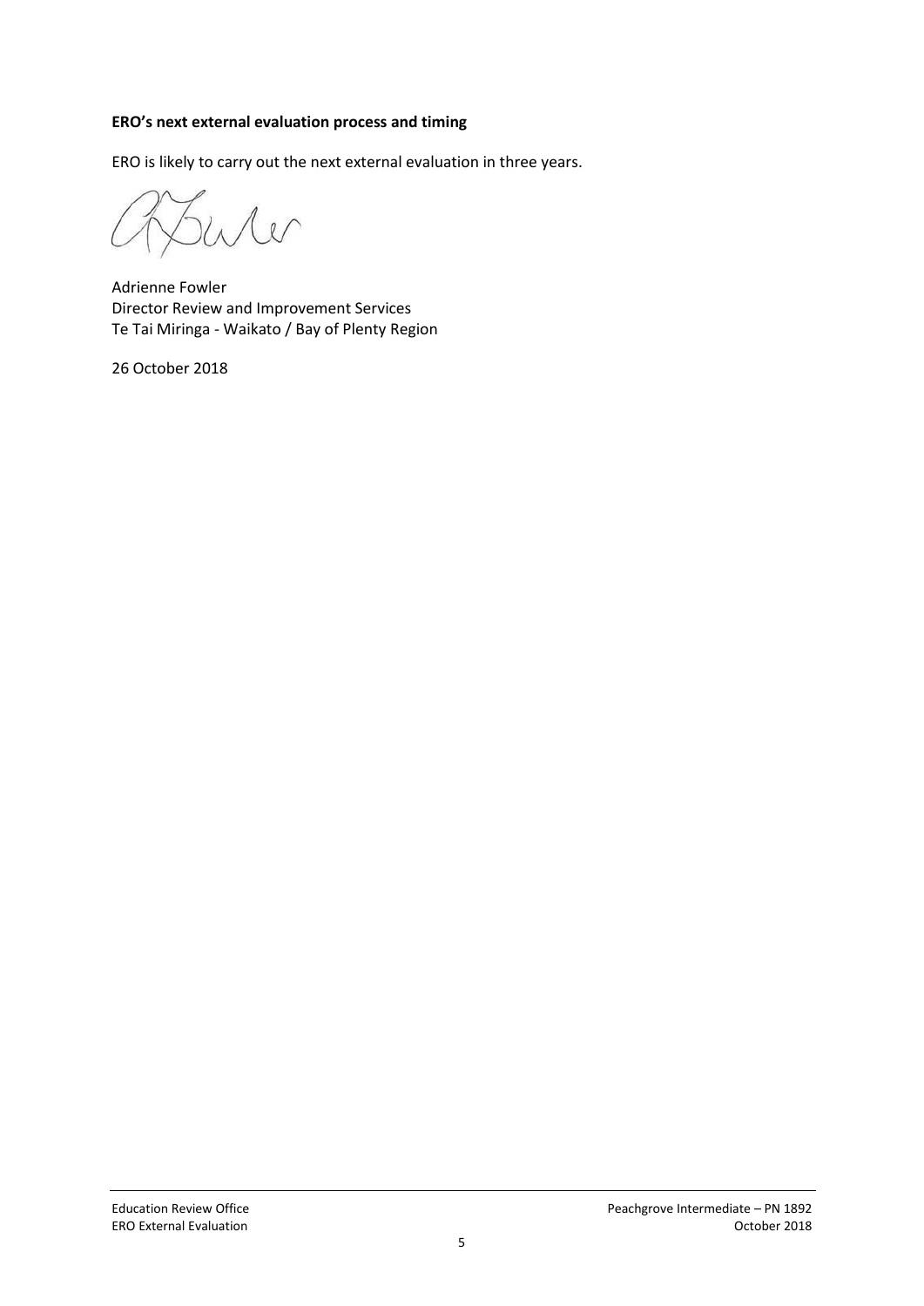**ERO's next external evaluation process and timing**

ERO is likely to carry out the next external evaluation in three years.

Adrienne Fowler
Director Review and Improvement Services
Te Tai Miringa - Waikato / Bay of Plenty Region

26 October 2018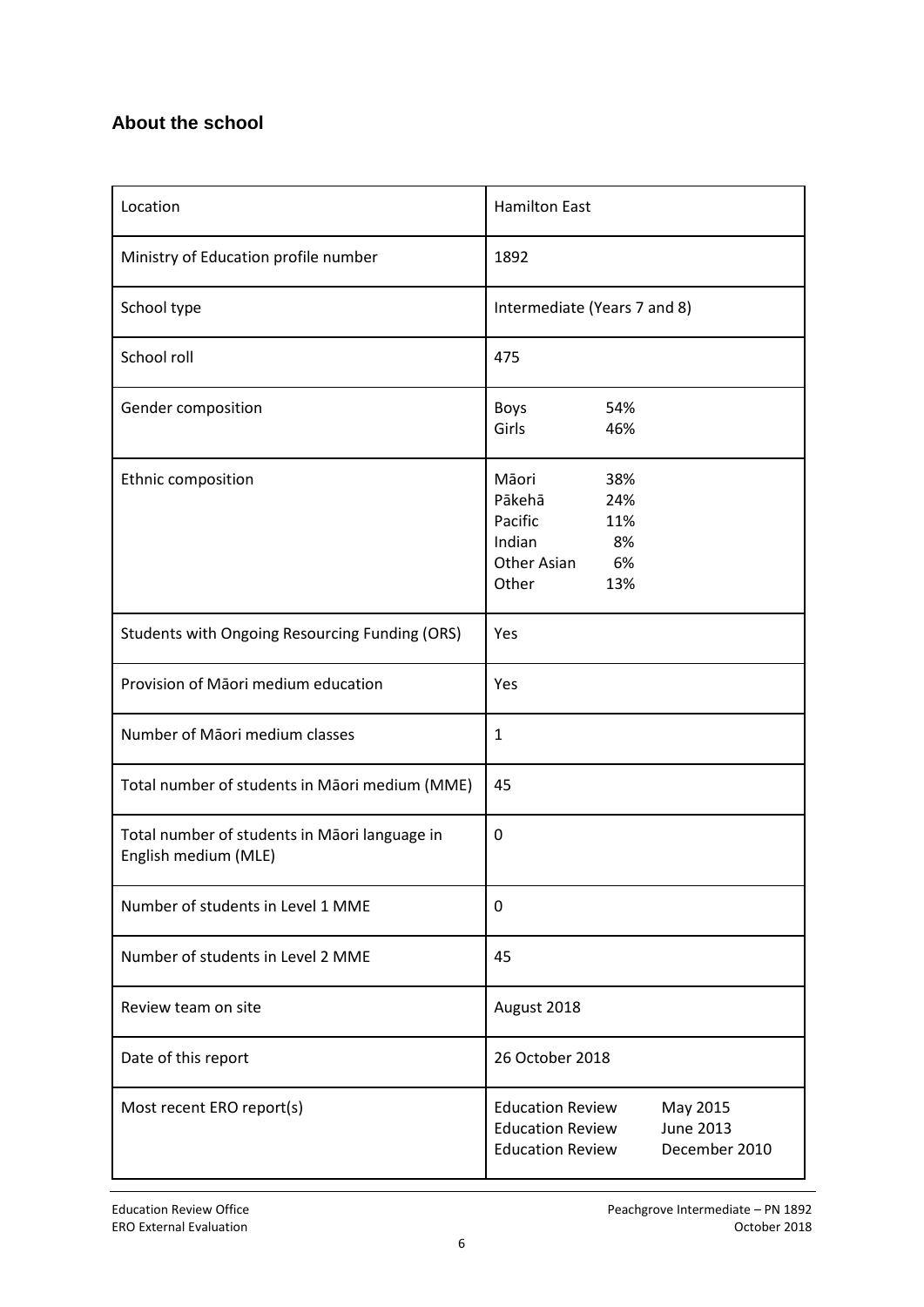## About the school

| | |
|---|---|
| Location | Hamilton East |
| Ministry of Education profile number | 1892 |
| School type | Intermediate (Years 7 and 8) |
| School roll | 475 |
| Gender composition | Boys 54%<br>Girls 46% |
| Ethnic composition | Māori 38%<br>Pākehā 24%<br>Pacific 11%<br>Indian 8%<br>Other Asian 6%<br>Other 13% |
| Students with Ongoing Resourcing Funding (ORS) | Yes |
| Provision of Māori medium education | Yes |
| Number of Māori medium classes | 1 |
| Total number of students in Māori medium (MME) | 45 |
| Total number of students in Māori language in English medium (MLE) | 0 |
| Number of students in Level 1 MME | 0 |
| Number of students in Level 2 MME | 45 |
| Review team on site | August 2018 |
| Date of this report | 26 October 2018 |
| Most recent ERO report(s) | Education Review May 2015<br>Education Review June 2013<br>Education Review December 2010 |